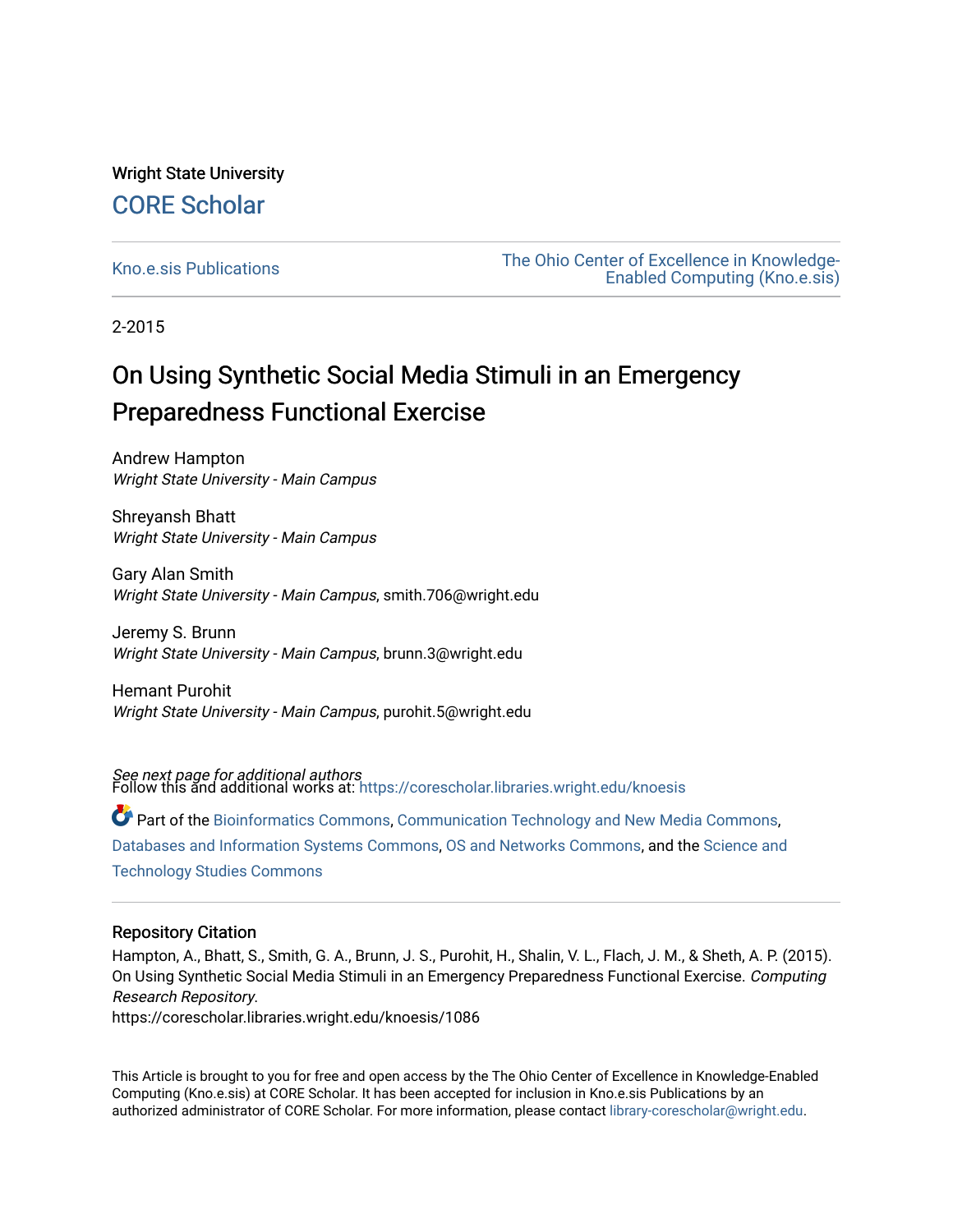Wright State University

CORE Scholar

Kno.e.sis Publications

The Ohio Center of Excellence in Knowledge-Enabled Computing (Kno.e.sis)

2-2015

# On Using Synthetic Social Media Stimuli in an Emergency Preparedness Functional Exercise

Andrew Hampton
*Wright State University - Main Campus*

Shreyansh Bhatt
*Wright State University - Main Campus*

Gary Alan Smith
*Wright State University - Main Campus*, smith.706@wright.edu

Jeremy S. Brunn
*Wright State University - Main Campus*, brunn.3@wright.edu

Hemant Purohit
*Wright State University - Main Campus*, purohit.5@wright.edu

*See next page for additional authors*

Follow this and additional works at: https://corescholar.libraries.wright.edu/knoesis

Part of the Bioinformatics Commons, Communication Technology and New Media Commons, Databases and Information Systems Commons, OS and Networks Commons, and the Science and Technology Studies Commons

## Repository Citation

Hampton, A., Bhatt, S., Smith, G. A., Brunn, J. S., Purohit, H., Shalin, V. L., Flach, J. M., & Sheth, A. P. (2015). On Using Synthetic Social Media Stimuli in an Emergency Preparedness Functional Exercise. *Computing Research Repository*.

https://corescholar.libraries.wright.edu/knoesis/1086

This Article is brought to you for free and open access by the The Ohio Center of Excellence in Knowledge-Enabled Computing (Kno.e.sis) at CORE Scholar. It has been accepted for inclusion in Kno.e.sis Publications by an authorized administrator of CORE Scholar. For more information, please contact library-corescholar@wright.edu.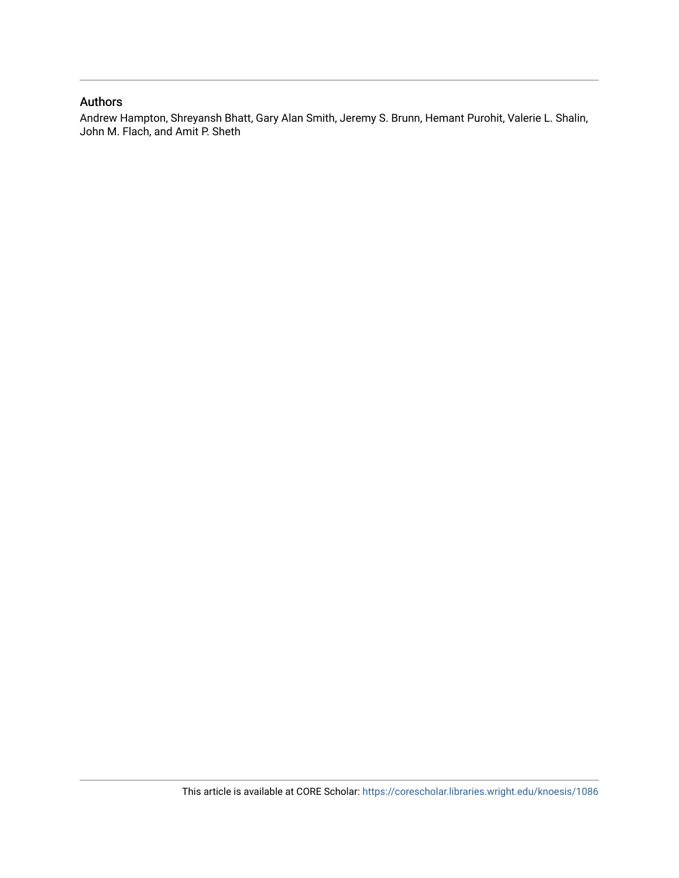## Authors

Andrew Hampton, Shreyansh Bhatt, Gary Alan Smith, Jeremy S. Brunn, Hemant Purohit, Valerie L. Shalin, John M. Flach, and Amit P. Sheth

This article is available at CORE Scholar: https://corescholar.libraries.wright.edu/knoesis/1086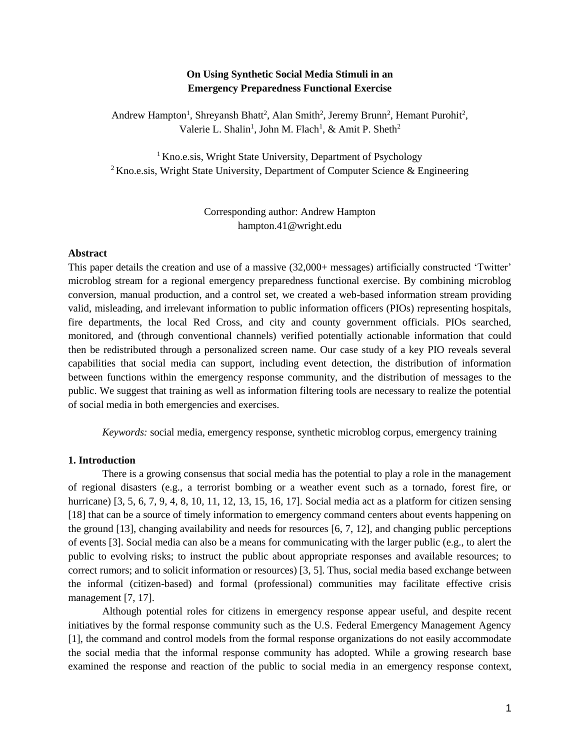**On Using Synthetic Social Media Stimuli in an Emergency Preparedness Functional Exercise**

Andrew Hampton[1], Shreyansh Bhatt[2], Alan Smith[2], Jeremy Brunn[2], Hemant Purohit[2], Valerie L. Shalin[1], John M. Flach[1], & Amit P. Sheth[2]

[1] Kno.e.sis, Wright State University, Department of Psychology
[2] Kno.e.sis, Wright State University, Department of Computer Science & Engineering

Corresponding author: Andrew Hampton
hampton.41@wright.edu

**Abstract**

This paper details the creation and use of a massive (32,000+ messages) artificially constructed 'Twitter' microblog stream for a regional emergency preparedness functional exercise. By combining microblog conversion, manual production, and a control set, we created a web-based information stream providing valid, misleading, and irrelevant information to public information officers (PIOs) representing hospitals, fire departments, the local Red Cross, and city and county government officials. PIOs searched, monitored, and (through conventional channels) verified potentially actionable information that could then be redistributed through a personalized screen name. Our case study of a key PIO reveals several capabilities that social media can support, including event detection, the distribution of information between functions within the emergency response community, and the distribution of messages to the public. We suggest that training as well as information filtering tools are necessary to realize the potential of social media in both emergencies and exercises.

*Keywords:* social media, emergency response, synthetic microblog corpus, emergency training

## 1. Introduction

There is a growing consensus that social media has the potential to play a role in the management of regional disasters (e.g., a terrorist bombing or a weather event such as a tornado, forest fire, or hurricane) [3, 5, 6, 7, 9, 4, 8, 10, 11, 12, 13, 15, 16, 17]. Social media act as a platform for citizen sensing [18] that can be a source of timely information to emergency command centers about events happening on the ground [13], changing availability and needs for resources [6, 7, 12], and changing public perceptions of events [3]. Social media can also be a means for communicating with the larger public (e.g., to alert the public to evolving risks; to instruct the public about appropriate responses and available resources; to correct rumors; and to solicit information or resources) [3, 5]. Thus, social media based exchange between the informal (citizen-based) and formal (professional) communities may facilitate effective crisis management [7, 17].

Although potential roles for citizens in emergency response appear useful, and despite recent initiatives by the formal response community such as the U.S. Federal Emergency Management Agency [1], the command and control models from the formal response organizations do not easily accommodate the social media that the informal response community has adopted. While a growing research base examined the response and reaction of the public to social media in an emergency response context,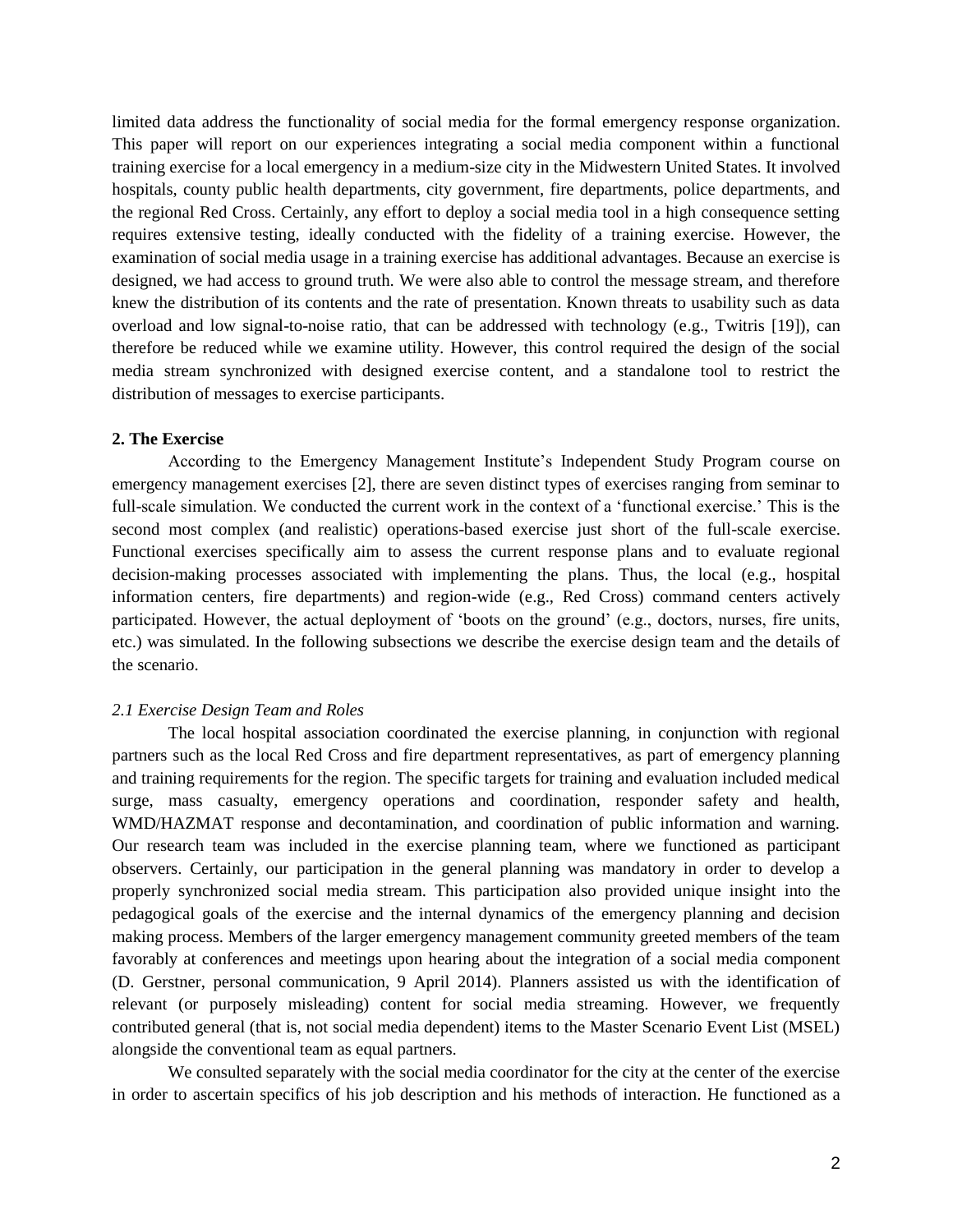limited data address the functionality of social media for the formal emergency response organization. This paper will report on our experiences integrating a social media component within a functional training exercise for a local emergency in a medium-size city in the Midwestern United States. It involved hospitals, county public health departments, city government, fire departments, police departments, and the regional Red Cross. Certainly, any effort to deploy a social media tool in a high consequence setting requires extensive testing, ideally conducted with the fidelity of a training exercise. However, the examination of social media usage in a training exercise has additional advantages. Because an exercise is designed, we had access to ground truth. We were also able to control the message stream, and therefore knew the distribution of its contents and the rate of presentation. Known threats to usability such as data overload and low signal-to-noise ratio, that can be addressed with technology (e.g., Twitris [19]), can therefore be reduced while we examine utility. However, this control required the design of the social media stream synchronized with designed exercise content, and a standalone tool to restrict the distribution of messages to exercise participants.

## 2. The Exercise

According to the Emergency Management Institute's Independent Study Program course on emergency management exercises [2], there are seven distinct types of exercises ranging from seminar to full-scale simulation. We conducted the current work in the context of a 'functional exercise.' This is the second most complex (and realistic) operations-based exercise just short of the full-scale exercise. Functional exercises specifically aim to assess the current response plans and to evaluate regional decision-making processes associated with implementing the plans. Thus, the local (e.g., hospital information centers, fire departments) and region-wide (e.g., Red Cross) command centers actively participated. However, the actual deployment of 'boots on the ground' (e.g., doctors, nurses, fire units, etc.) was simulated. In the following subsections we describe the exercise design team and the details of the scenario.

### *2.1 Exercise Design Team and Roles*

The local hospital association coordinated the exercise planning, in conjunction with regional partners such as the local Red Cross and fire department representatives, as part of emergency planning and training requirements for the region. The specific targets for training and evaluation included medical surge, mass casualty, emergency operations and coordination, responder safety and health, WMD/HAZMAT response and decontamination, and coordination of public information and warning. Our research team was included in the exercise planning team, where we functioned as participant observers. Certainly, our participation in the general planning was mandatory in order to develop a properly synchronized social media stream. This participation also provided unique insight into the pedagogical goals of the exercise and the internal dynamics of the emergency planning and decision making process. Members of the larger emergency management community greeted members of the team favorably at conferences and meetings upon hearing about the integration of a social media component (D. Gerstner, personal communication, 9 April 2014). Planners assisted us with the identification of relevant (or purposely misleading) content for social media streaming. However, we frequently contributed general (that is, not social media dependent) items to the Master Scenario Event List (MSEL) alongside the conventional team as equal partners.

We consulted separately with the social media coordinator for the city at the center of the exercise in order to ascertain specifics of his job description and his methods of interaction. He functioned as a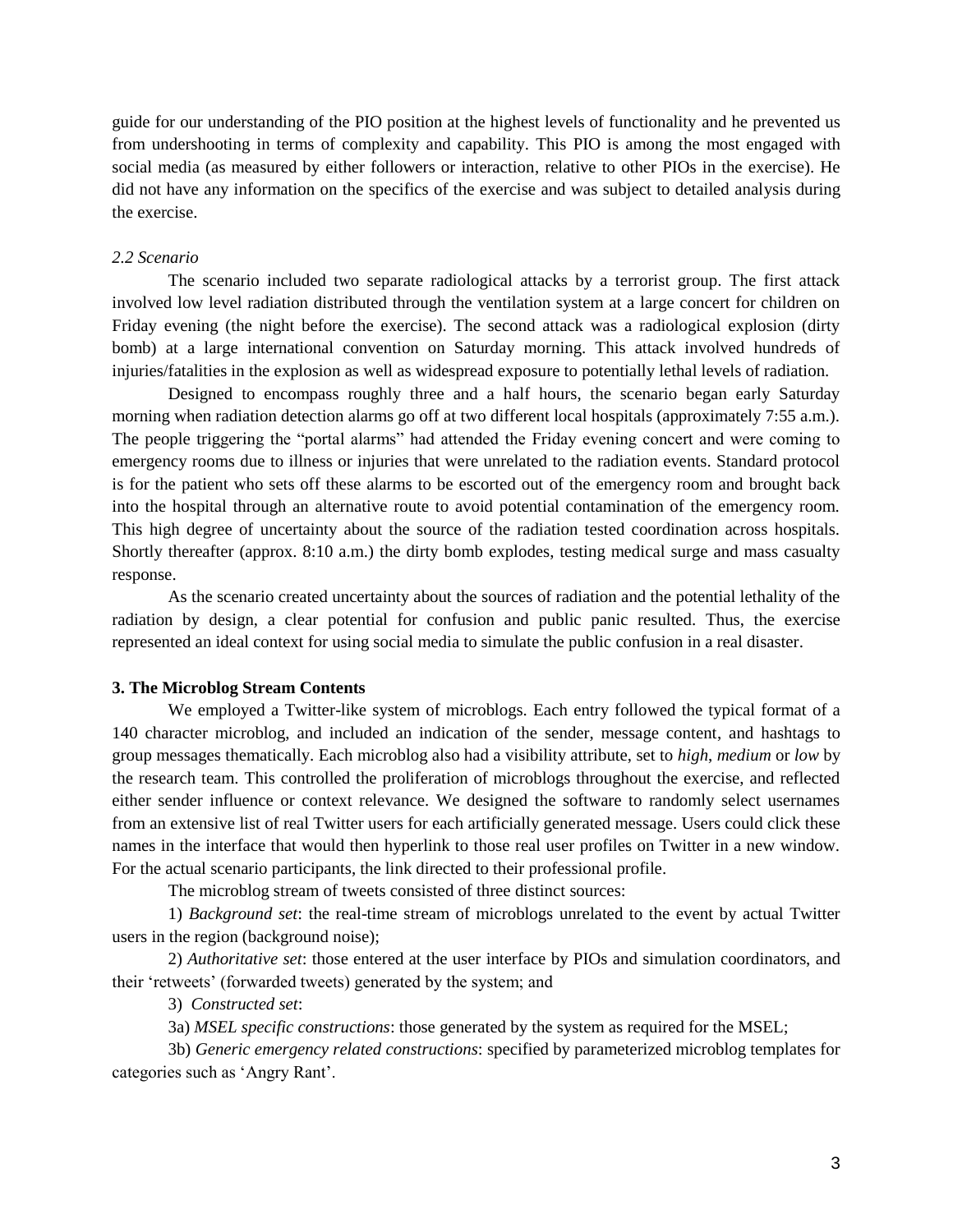guide for our understanding of the PIO position at the highest levels of functionality and he prevented us from undershooting in terms of complexity and capability. This PIO is among the most engaged with social media (as measured by either followers or interaction, relative to other PIOs in the exercise). He did not have any information on the specifics of the exercise and was subject to detailed analysis during the exercise.

### *2.2 Scenario*

The scenario included two separate radiological attacks by a terrorist group. The first attack involved low level radiation distributed through the ventilation system at a large concert for children on Friday evening (the night before the exercise). The second attack was a radiological explosion (dirty bomb) at a large international convention on Saturday morning. This attack involved hundreds of injuries/fatalities in the explosion as well as widespread exposure to potentially lethal levels of radiation.

Designed to encompass roughly three and a half hours, the scenario began early Saturday morning when radiation detection alarms go off at two different local hospitals (approximately 7:55 a.m.). The people triggering the "portal alarms" had attended the Friday evening concert and were coming to emergency rooms due to illness or injuries that were unrelated to the radiation events. Standard protocol is for the patient who sets off these alarms to be escorted out of the emergency room and brought back into the hospital through an alternative route to avoid potential contamination of the emergency room. This high degree of uncertainty about the source of the radiation tested coordination across hospitals. Shortly thereafter (approx. 8:10 a.m.) the dirty bomb explodes, testing medical surge and mass casualty response.

As the scenario created uncertainty about the sources of radiation and the potential lethality of the radiation by design, a clear potential for confusion and public panic resulted. Thus, the exercise represented an ideal context for using social media to simulate the public confusion in a real disaster.

## 3. The Microblog Stream Contents

We employed a Twitter-like system of microblogs. Each entry followed the typical format of a 140 character microblog, and included an indication of the sender, message content, and hashtags to group messages thematically. Each microblog also had a visibility attribute, set to *high*, *medium* or *low* by the research team. This controlled the proliferation of microblogs throughout the exercise, and reflected either sender influence or context relevance. We designed the software to randomly select usernames from an extensive list of real Twitter users for each artificially generated message. Users could click these names in the interface that would then hyperlink to those real user profiles on Twitter in a new window. For the actual scenario participants, the link directed to their professional profile.

The microblog stream of tweets consisted of three distinct sources:

1) *Background set*: the real-time stream of microblogs unrelated to the event by actual Twitter users in the region (background noise);

2) *Authoritative set*: those entered at the user interface by PIOs and simulation coordinators, and their 'retweets' (forwarded tweets) generated by the system; and

3) *Constructed set*:

3a) *MSEL specific constructions*: those generated by the system as required for the MSEL;

3b) *Generic emergency related constructions*: specified by parameterized microblog templates for categories such as 'Angry Rant'.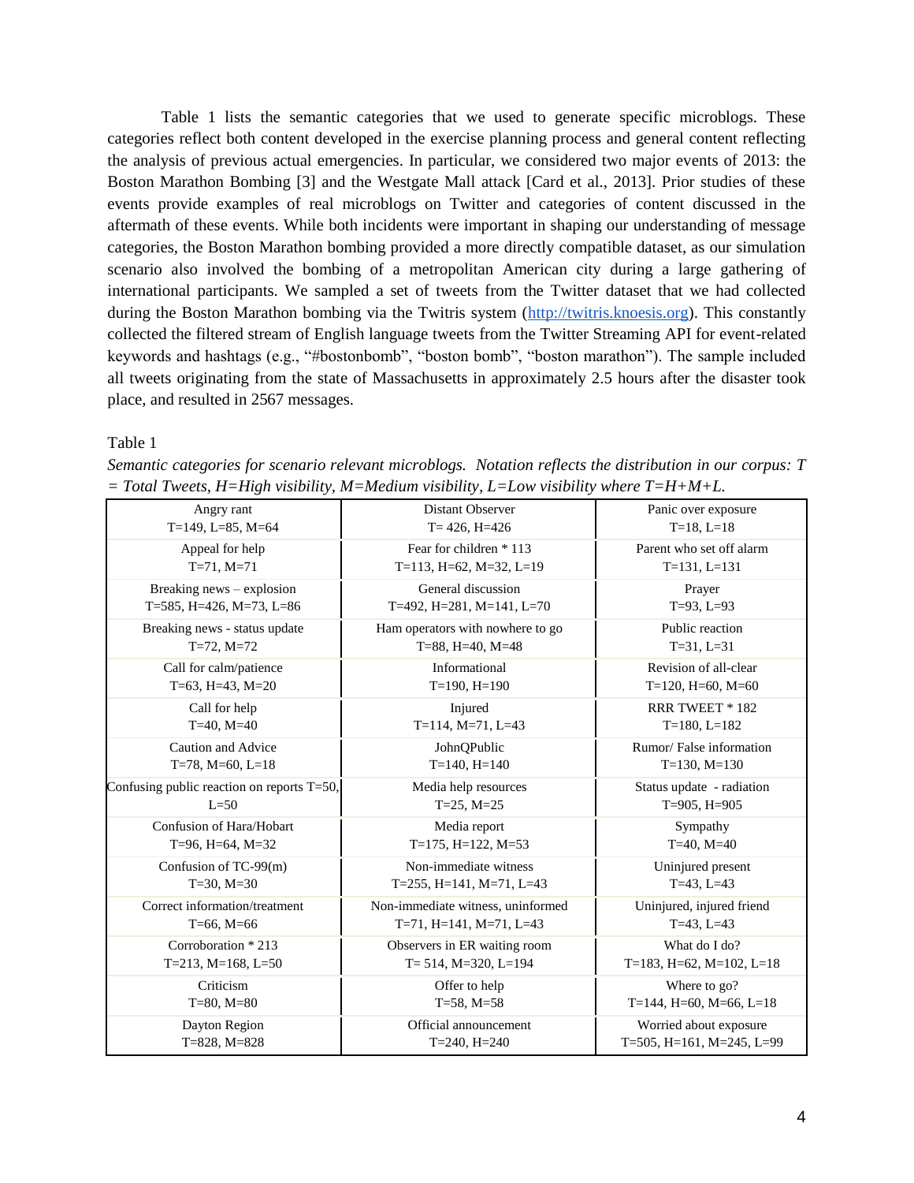Table 1 lists the semantic categories that we used to generate specific microblogs. These categories reflect both content developed in the exercise planning process and general content reflecting the analysis of previous actual emergencies. In particular, we considered two major events of 2013: the Boston Marathon Bombing [3] and the Westgate Mall attack [Card et al., 2013]. Prior studies of these events provide examples of real microblogs on Twitter and categories of content discussed in the aftermath of these events. While both incidents were important in shaping our understanding of message categories, the Boston Marathon bombing provided a more directly compatible dataset, as our simulation scenario also involved the bombing of a metropolitan American city during a large gathering of international participants. We sampled a set of tweets from the Twitter dataset that we had collected during the Boston Marathon bombing via the Twitris system (http://twitris.knoesis.org). This constantly collected the filtered stream of English language tweets from the Twitter Streaming API for event-related keywords and hashtags (e.g., "#bostonbomb", "boston bomb", "boston marathon"). The sample included all tweets originating from the state of Massachusetts in approximately 2.5 hours after the disaster took place, and resulted in 2567 messages.

Table 1

*Semantic categories for scenario relevant microblogs. Notation reflects the distribution in our corpus: T = Total Tweets, H=High visibility, M=Medium visibility, L=Low visibility where T=H+M+L.*

| | | |
|---|---|---|
| Angry rant<br>T=149, L=85, M=64 | Distant Observer<br>T= 426, H=426 | Panic over exposure<br>T=18, L=18 |
| Appeal for help<br>T=71, M=71 | Fear for children * 113<br>T=113, H=62, M=32, L=19 | Parent who set off alarm<br>T=131, L=131 |
| Breaking news – explosion<br>T=585, H=426, M=73, L=86 | General discussion<br>T=492, H=281, M=141, L=70 | Prayer<br>T=93, L=93 |
| Breaking news - status update<br>T=72, M=72 | Ham operators with nowhere to go<br>T=88, H=40, M=48 | Public reaction<br>T=31, L=31 |
| Call for calm/patience<br>T=63, H=43, M=20 | Informational<br>T=190, H=190 | Revision of all-clear<br>T=120, H=60, M=60 |
| Call for help<br>T=40, M=40 | Injured<br>T=114, M=71, L=43 | RRR TWEET * 182<br>T=180, L=182 |
| Caution and Advice<br>T=78, M=60, L=18 | JohnQPublic<br>T=140, H=140 | Rumor/ False information<br>T=130, M=130 |
| Confusing public reaction on reports T=50, L=50 | Media help resources<br>T=25, M=25 | Status update - radiation<br>T=905, H=905 |
| Confusion of Hara/Hobart<br>T=96, H=64, M=32 | Media report<br>T=175, H=122, M=53 | Sympathy<br>T=40, M=40 |
| Confusion of TC-99(m)<br>T=30, M=30 | Non-immediate witness<br>T=255, H=141, M=71, L=43 | Uninjured present<br>T=43, L=43 |
| Correct information/treatment<br>T=66, M=66 | Non-immediate witness, uninformed<br>T=71, H=141, M=71, L=43 | Uninjured, injured friend<br>T=43, L=43 |
| Corroboration * 213<br>T=213, M=168, L=50 | Observers in ER waiting room<br>T= 514, M=320, L=194 | What do I do?<br>T=183, H=62, M=102, L=18 |
| Criticism<br>T=80, M=80 | Offer to help<br>T=58, M=58 | Where to go?<br>T=144, H=60, M=66, L=18 |
| Dayton Region<br>T=828, M=828 | Official announcement<br>T=240, H=240 | Worried about exposure<br>T=505, H=161, M=245, L=99 |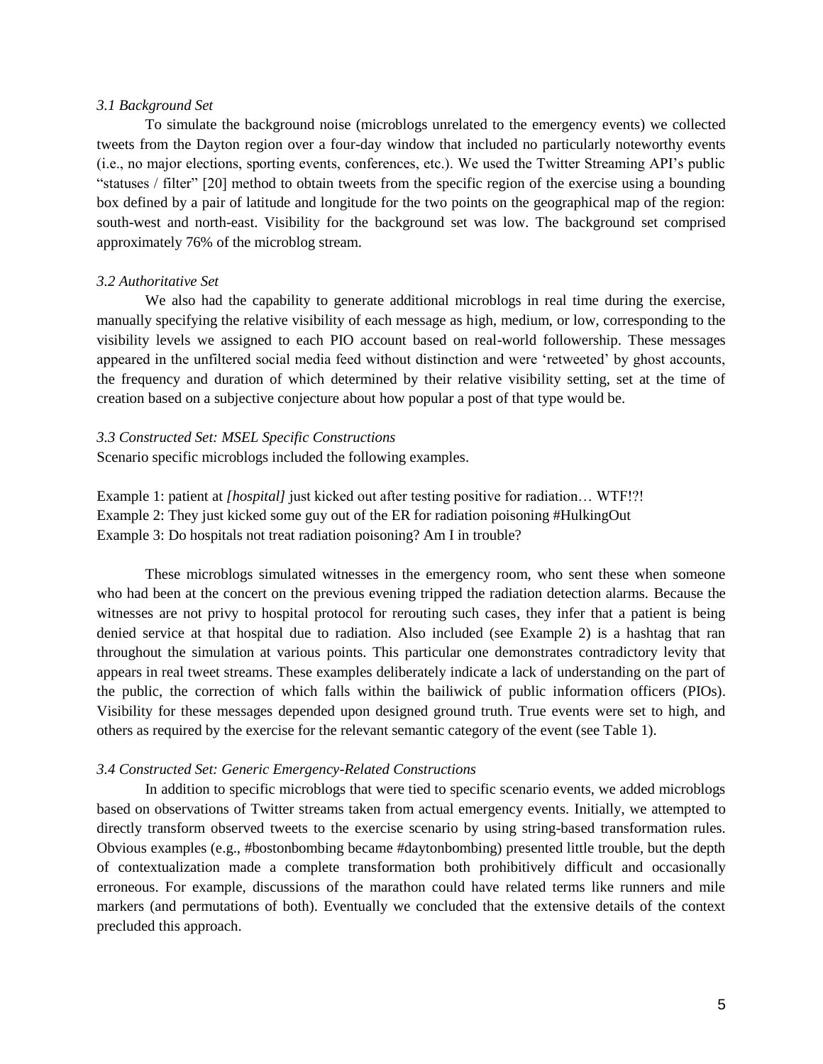*3.1 Background Set*

To simulate the background noise (microblogs unrelated to the emergency events) we collected tweets from the Dayton region over a four-day window that included no particularly noteworthy events (i.e., no major elections, sporting events, conferences, etc.). We used the Twitter Streaming API's public "statuses / filter" [20] method to obtain tweets from the specific region of the exercise using a bounding box defined by a pair of latitude and longitude for the two points on the geographical map of the region: south-west and north-east. Visibility for the background set was low. The background set comprised approximately 76% of the microblog stream.

*3.2 Authoritative Set*

We also had the capability to generate additional microblogs in real time during the exercise, manually specifying the relative visibility of each message as high, medium, or low, corresponding to the visibility levels we assigned to each PIO account based on real-world followership. These messages appeared in the unfiltered social media feed without distinction and were 'retweeted' by ghost accounts, the frequency and duration of which determined by their relative visibility setting, set at the time of creation based on a subjective conjecture about how popular a post of that type would be.

*3.3 Constructed Set: MSEL Specific Constructions*

Scenario specific microblogs included the following examples.

Example 1: patient at *[hospital]* just kicked out after testing positive for radiation… WTF!?!
Example 2: They just kicked some guy out of the ER for radiation poisoning #HulkingOut
Example 3: Do hospitals not treat radiation poisoning? Am I in trouble?

These microblogs simulated witnesses in the emergency room, who sent these when someone who had been at the concert on the previous evening tripped the radiation detection alarms. Because the witnesses are not privy to hospital protocol for rerouting such cases, they infer that a patient is being denied service at that hospital due to radiation. Also included (see Example 2) is a hashtag that ran throughout the simulation at various points. This particular one demonstrates contradictory levity that appears in real tweet streams. These examples deliberately indicate a lack of understanding on the part of the public, the correction of which falls within the bailiwick of public information officers (PIOs). Visibility for these messages depended upon designed ground truth. True events were set to high, and others as required by the exercise for the relevant semantic category of the event (see Table 1).

*3.4 Constructed Set: Generic Emergency-Related Constructions*

In addition to specific microblogs that were tied to specific scenario events, we added microblogs based on observations of Twitter streams taken from actual emergency events. Initially, we attempted to directly transform observed tweets to the exercise scenario by using string-based transformation rules. Obvious examples (e.g., #bostonbombing became #daytonbombing) presented little trouble, but the depth of contextualization made a complete transformation both prohibitively difficult and occasionally erroneous. For example, discussions of the marathon could have related terms like runners and mile markers (and permutations of both). Eventually we concluded that the extensive details of the context precluded this approach.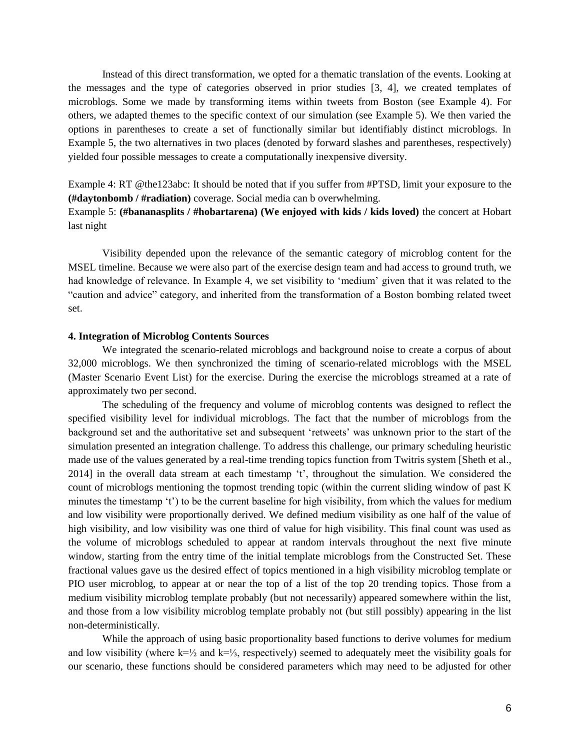Instead of this direct transformation, we opted for a thematic translation of the events. Looking at the messages and the type of categories observed in prior studies [3, 4], we created templates of microblogs. Some we made by transforming items within tweets from Boston (see Example 4). For others, we adapted themes to the specific context of our simulation (see Example 5). We then varied the options in parentheses to create a set of functionally similar but identifiably distinct microblogs. In Example 5, the two alternatives in two places (denoted by forward slashes and parentheses, respectively) yielded four possible messages to create a computationally inexpensive diversity.

Example 4: RT @the123abc: It should be noted that if you suffer from #PTSD, limit your exposure to the **(#daytonbomb / #radiation)** coverage. Social media can b overwhelming.
Example 5: **(#bananasplits / #hobartarena) (We enjoyed with kids / kids loved)** the concert at Hobart last night

Visibility depended upon the relevance of the semantic category of microblog content for the MSEL timeline. Because we were also part of the exercise design team and had access to ground truth, we had knowledge of relevance. In Example 4, we set visibility to 'medium' given that it was related to the "caution and advice" category, and inherited from the transformation of a Boston bombing related tweet set.

**4. Integration of Microblog Contents Sources**

We integrated the scenario-related microblogs and background noise to create a corpus of about 32,000 microblogs. We then synchronized the timing of scenario-related microblogs with the MSEL (Master Scenario Event List) for the exercise. During the exercise the microblogs streamed at a rate of approximately two per second.

The scheduling of the frequency and volume of microblog contents was designed to reflect the specified visibility level for individual microblogs. The fact that the number of microblogs from the background set and the authoritative set and subsequent 'retweets' was unknown prior to the start of the simulation presented an integration challenge. To address this challenge, our primary scheduling heuristic made use of the values generated by a real-time trending topics function from Twitris system [Sheth et al., 2014] in the overall data stream at each timestamp 't', throughout the simulation. We considered the count of microblogs mentioning the topmost trending topic (within the current sliding window of past K minutes the timestamp 't') to be the current baseline for high visibility, from which the values for medium and low visibility were proportionally derived. We defined medium visibility as one half of the value of high visibility, and low visibility was one third of value for high visibility. This final count was used as the volume of microblogs scheduled to appear at random intervals throughout the next five minute window, starting from the entry time of the initial template microblogs from the Constructed Set. These fractional values gave us the desired effect of topics mentioned in a high visibility microblog template or PIO user microblog, to appear at or near the top of a list of the top 20 trending topics. Those from a medium visibility microblog template probably (but not necessarily) appeared somewhere within the list, and those from a low visibility microblog template probably not (but still possibly) appearing in the list non-deterministically.

While the approach of using basic proportionality based functions to derive volumes for medium and low visibility (where $k=\frac{1}{2}$ and $k=\frac{1}{3}$, respectively) seemed to adequately meet the visibility goals for our scenario, these functions should be considered parameters which may need to be adjusted for other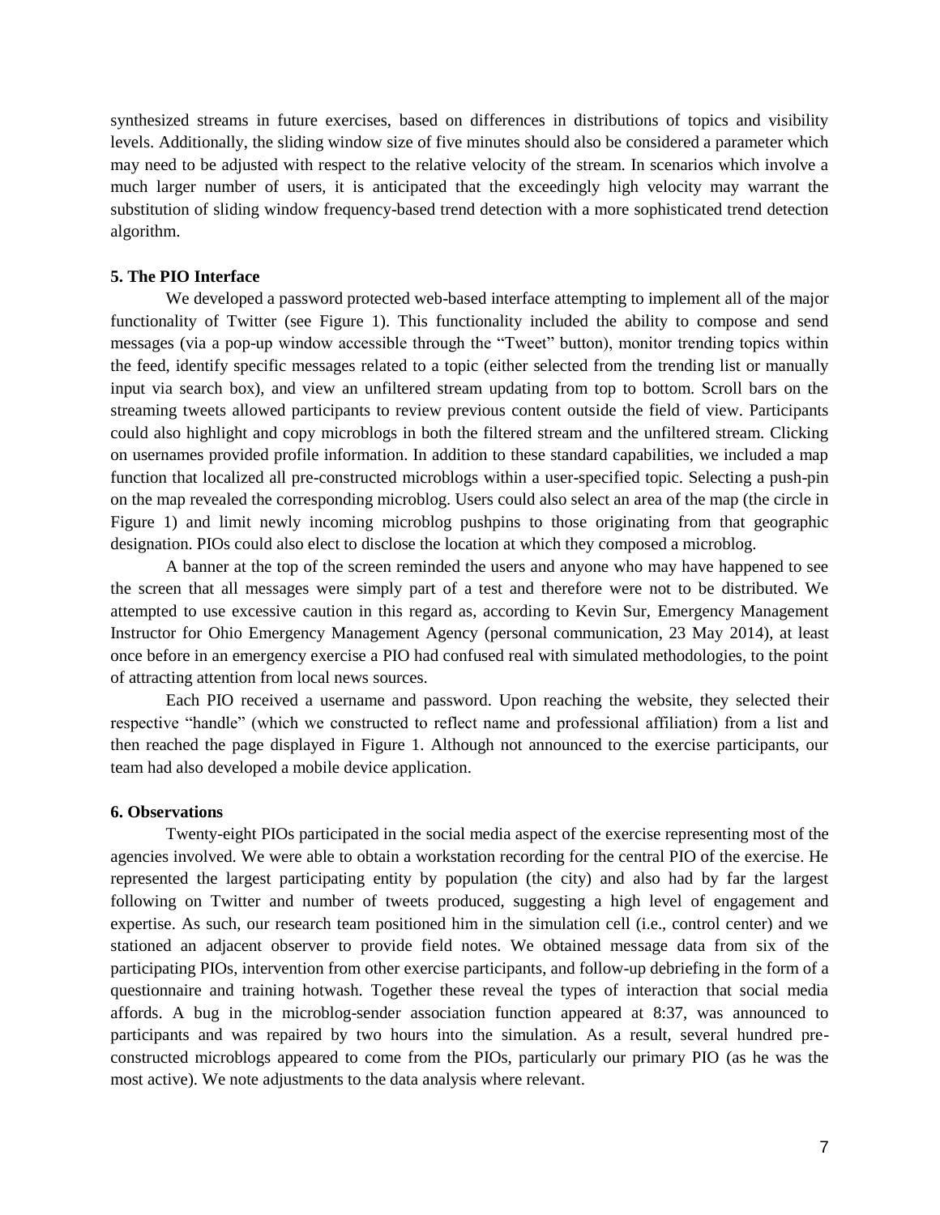synthesized streams in future exercises, based on differences in distributions of topics and visibility levels. Additionally, the sliding window size of five minutes should also be considered a parameter which may need to be adjusted with respect to the relative velocity of the stream. In scenarios which involve a much larger number of users, it is anticipated that the exceedingly high velocity may warrant the substitution of sliding window frequency-based trend detection with a more sophisticated trend detection algorithm.

## 5. The PIO Interface

We developed a password protected web-based interface attempting to implement all of the major functionality of Twitter (see Figure 1). This functionality included the ability to compose and send messages (via a pop-up window accessible through the "Tweet" button), monitor trending topics within the feed, identify specific messages related to a topic (either selected from the trending list or manually input via search box), and view an unfiltered stream updating from top to bottom. Scroll bars on the streaming tweets allowed participants to review previous content outside the field of view. Participants could also highlight and copy microblogs in both the filtered stream and the unfiltered stream. Clicking on usernames provided profile information. In addition to these standard capabilities, we included a map function that localized all pre-constructed microblogs within a user-specified topic. Selecting a push-pin on the map revealed the corresponding microblog. Users could also select an area of the map (the circle in Figure 1) and limit newly incoming microblog pushpins to those originating from that geographic designation. PIOs could also elect to disclose the location at which they composed a microblog.

A banner at the top of the screen reminded the users and anyone who may have happened to see the screen that all messages were simply part of a test and therefore were not to be distributed. We attempted to use excessive caution in this regard as, according to Kevin Sur, Emergency Management Instructor for Ohio Emergency Management Agency (personal communication, 23 May 2014), at least once before in an emergency exercise a PIO had confused real with simulated methodologies, to the point of attracting attention from local news sources.

Each PIO received a username and password. Upon reaching the website, they selected their respective "handle" (which we constructed to reflect name and professional affiliation) from a list and then reached the page displayed in Figure 1. Although not announced to the exercise participants, our team had also developed a mobile device application.

## 6. Observations

Twenty-eight PIOs participated in the social media aspect of the exercise representing most of the agencies involved. We were able to obtain a workstation recording for the central PIO of the exercise. He represented the largest participating entity by population (the city) and also had by far the largest following on Twitter and number of tweets produced, suggesting a high level of engagement and expertise. As such, our research team positioned him in the simulation cell (i.e., control center) and we stationed an adjacent observer to provide field notes. We obtained message data from six of the participating PIOs, intervention from other exercise participants, and follow-up debriefing in the form of a questionnaire and training hotwash. Together these reveal the types of interaction that social media affords. A bug in the microblog-sender association function appeared at 8:37, was announced to participants and was repaired by two hours into the simulation. As a result, several hundred pre-constructed microblogs appeared to come from the PIOs, particularly our primary PIO (as he was the most active). We note adjustments to the data analysis where relevant.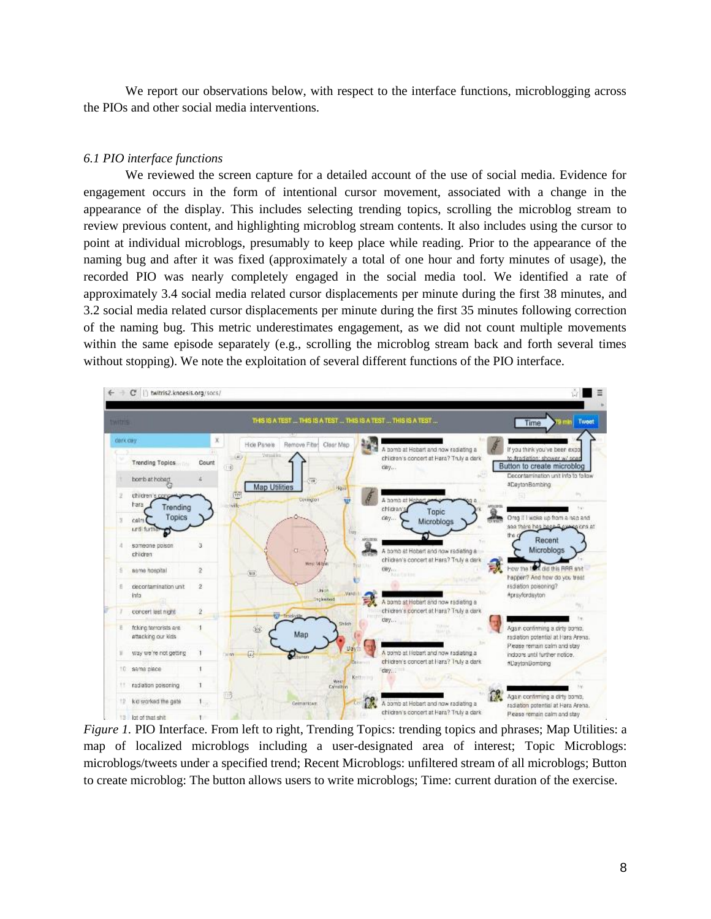We report our observations below, with respect to the interface functions, microblogging across the PIOs and other social media interventions.

### *6.1 PIO interface functions*

We reviewed the screen capture for a detailed account of the use of social media. Evidence for engagement occurs in the form of intentional cursor movement, associated with a change in the appearance of the display. This includes selecting trending topics, scrolling the microblog stream to review previous content, and highlighting microblog stream contents. It also includes using the cursor to point at individual microblogs, presumably to keep place while reading. Prior to the appearance of the naming bug and after it was fixed (approximately a total of one hour and forty minutes of usage), the recorded PIO was nearly completely engaged in the social media tool. We identified a rate of approximately 3.4 social media related cursor displacements per minute during the first 38 minutes, and 3.2 social media related cursor displacements per minute during the first 35 minutes following correction of the naming bug. This metric underestimates engagement, as we did not count multiple movements within the same episode separately (e.g., scrolling the microblog stream back and forth several times without stopping). We note the exploitation of several different functions of the PIO interface.

*Figure 1.* PIO Interface. From left to right, Trending Topics: trending topics and phrases; Map Utilities: a map of localized microblogs including a user-designated area of interest; Topic Microblogs: microblogs/tweets under a specified trend; Recent Microblogs: unfiltered stream of all microblogs; Button to create microblog: The button allows users to write microblogs; Time: current duration of the exercise.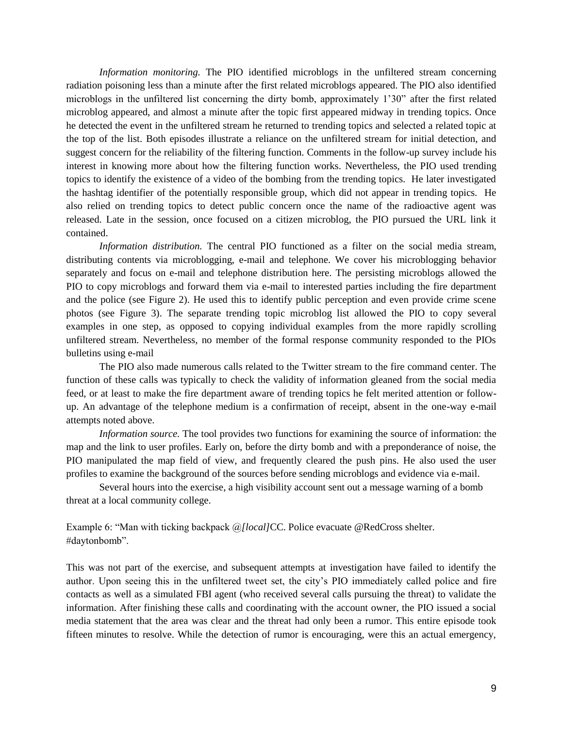*Information monitoring.* The PIO identified microblogs in the unfiltered stream concerning radiation poisoning less than a minute after the first related microblogs appeared. The PIO also identified microblogs in the unfiltered list concerning the dirty bomb, approximately 1'30" after the first related microblog appeared, and almost a minute after the topic first appeared midway in trending topics. Once he detected the event in the unfiltered stream he returned to trending topics and selected a related topic at the top of the list. Both episodes illustrate a reliance on the unfiltered stream for initial detection, and suggest concern for the reliability of the filtering function. Comments in the follow-up survey include his interest in knowing more about how the filtering function works. Nevertheless, the PIO used trending topics to identify the existence of a video of the bombing from the trending topics. He later investigated the hashtag identifier of the potentially responsible group, which did not appear in trending topics. He also relied on trending topics to detect public concern once the name of the radioactive agent was released. Late in the session, once focused on a citizen microblog, the PIO pursued the URL link it contained.

*Information distribution.* The central PIO functioned as a filter on the social media stream, distributing contents via microblogging, e-mail and telephone. We cover his microblogging behavior separately and focus on e-mail and telephone distribution here. The persisting microblogs allowed the PIO to copy microblogs and forward them via e-mail to interested parties including the fire department and the police (see Figure 2). He used this to identify public perception and even provide crime scene photos (see Figure 3). The separate trending topic microblog list allowed the PIO to copy several examples in one step, as opposed to copying individual examples from the more rapidly scrolling unfiltered stream. Nevertheless, no member of the formal response community responded to the PIOs bulletins using e-mail

The PIO also made numerous calls related to the Twitter stream to the fire command center. The function of these calls was typically to check the validity of information gleaned from the social media feed, or at least to make the fire department aware of trending topics he felt merited attention or follow-up. An advantage of the telephone medium is a confirmation of receipt, absent in the one-way e-mail attempts noted above.

*Information source.* The tool provides two functions for examining the source of information: the map and the link to user profiles. Early on, before the dirty bomb and with a preponderance of noise, the PIO manipulated the map field of view, and frequently cleared the push pins. He also used the user profiles to examine the background of the sources before sending microblogs and evidence via e-mail.

Several hours into the exercise, a high visibility account sent out a message warning of a bomb threat at a local community college.

Example 6: "Man with ticking backpack @*[local]*CC. Police evacuate @RedCross shelter. #daytonbomb".

This was not part of the exercise, and subsequent attempts at investigation have failed to identify the author. Upon seeing this in the unfiltered tweet set, the city's PIO immediately called police and fire contacts as well as a simulated FBI agent (who received several calls pursuing the threat) to validate the information. After finishing these calls and coordinating with the account owner, the PIO issued a social media statement that the area was clear and the threat had only been a rumor. This entire episode took fifteen minutes to resolve. While the detection of rumor is encouraging, were this an actual emergency,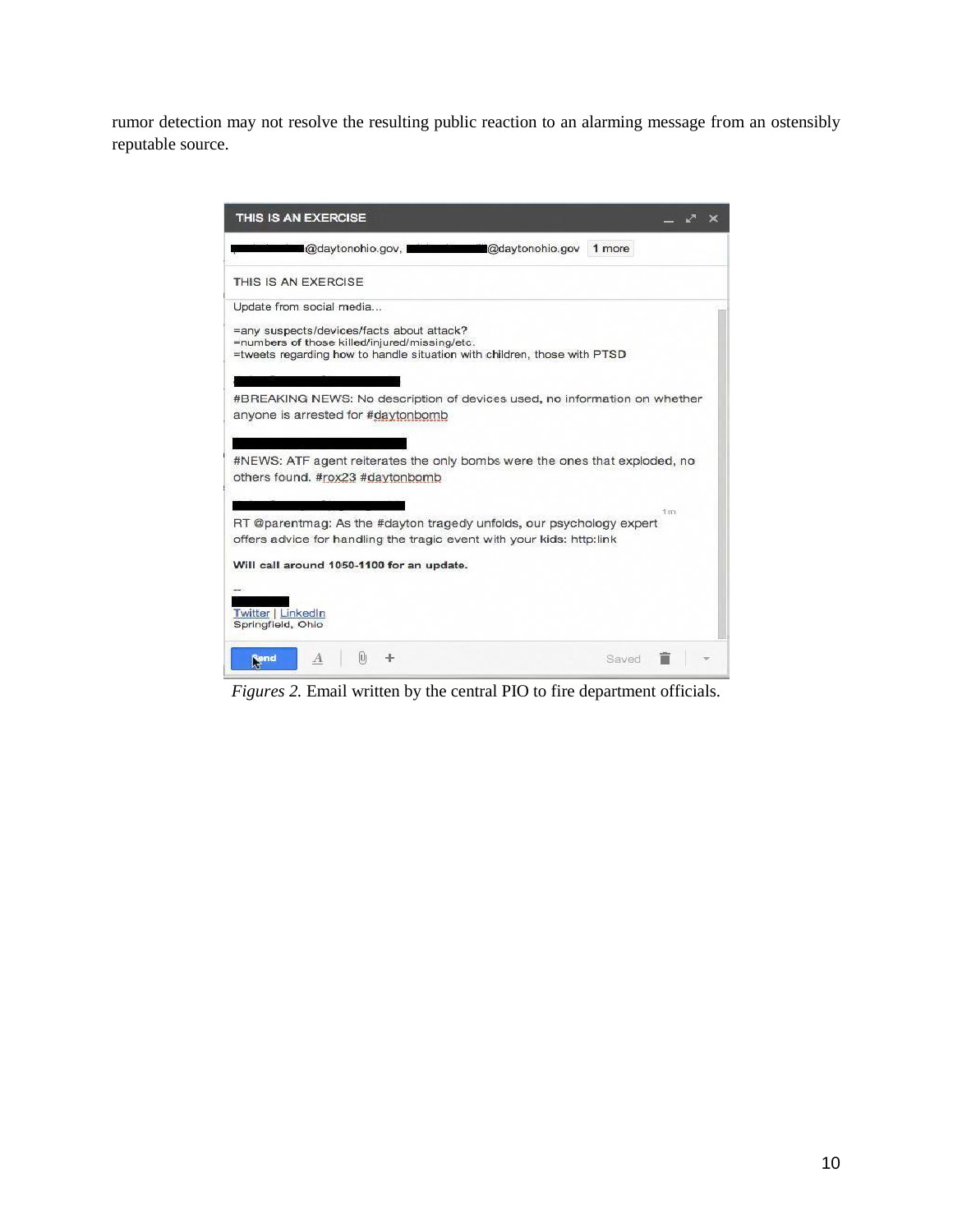rumor detection may not resolve the resulting public reaction to an alarming message from an ostensibly reputable source.

THIS IS AN EXERCISE

@daytonohio.gov, @daytonohio.gov 1 more

THIS IS AN EXERCISE

Update from social media...

=any suspects/devices/facts about attack?
=numbers of those killed/injured/missing/etc.
=tweets regarding how to handle situation with children, those with PTSD

#BREAKING NEWS: No description of devices used, no information on whether anyone is arrested for #daytonbomb

#NEWS: ATF agent reiterates the only bombs were the ones that exploded, no others found. #rox23 #daytonbomb

1m
RT @parentmag: As the #dayton tragedy unfolds, our psychology expert offers advice for handling the tragic event with your kids: http:link

**Will call around 1050-1100 for an update.**

--

Twitter | LinkedIn
Springfield, Ohio

Send Saved

*Figures 2.* Email written by the central PIO to fire department officials.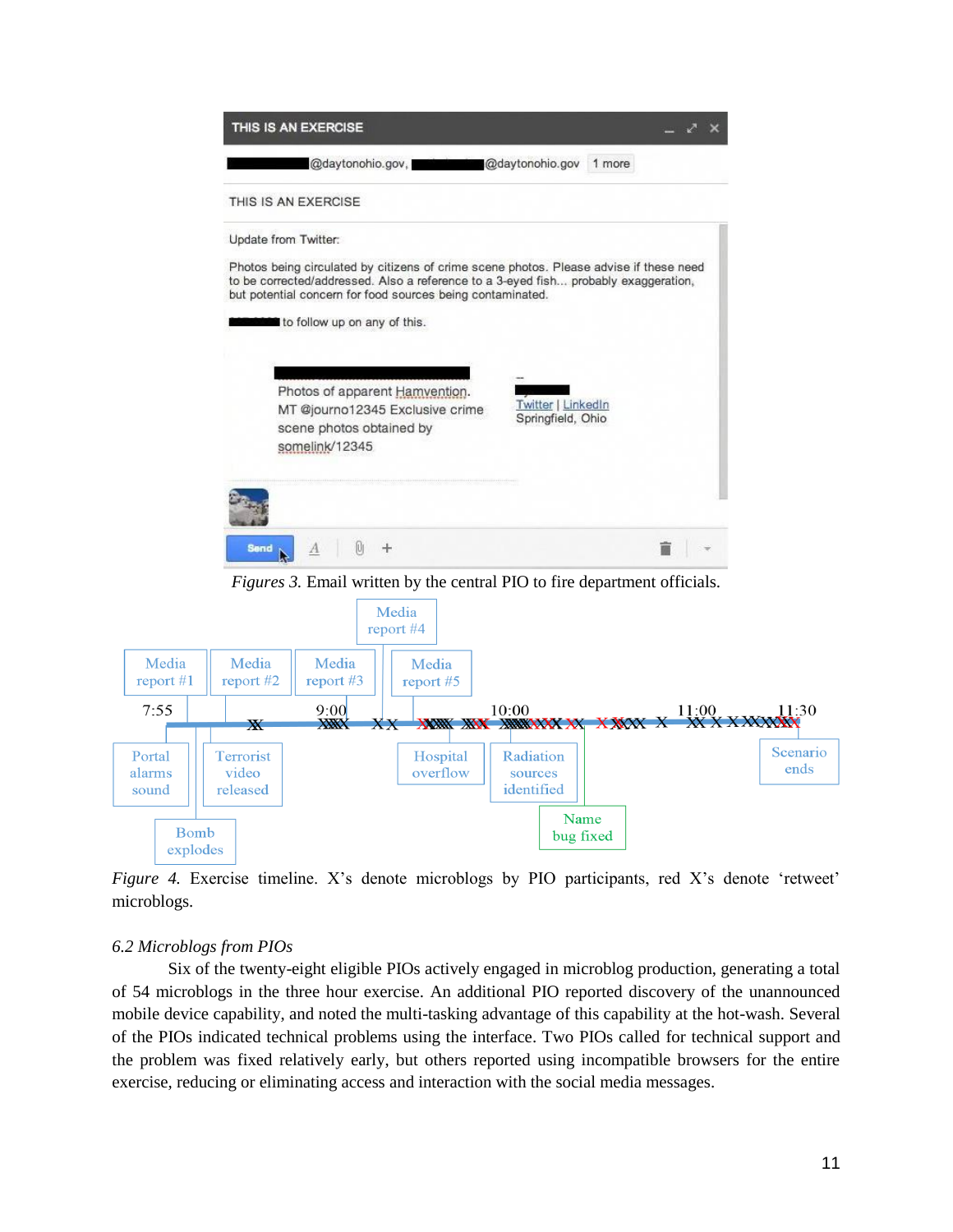THIS IS AN EXERCISE

@daytonohio.gov, @daytonohio.gov 1 more

THIS IS AN EXERCISE

Update from Twitter:

Photos being circulated by citizens of crime scene photos. Please advise if these need to be corrected/addressed. Also a reference to a 3-eyed fish... probably exaggeration, but potential concern for food sources being contaminated.

to follow up on any of this.

Photos of apparent Hamvention. MT @journo12345 Exclusive crime scene photos obtained by somelink/12345

Twitter | LinkedIn
Springfield, Ohio

Send

*Figures 3.* Email written by the central PIO to fire department officials.

Media report #1
Media report #2
Media report #3
Media report #4
Media report #5
7:55
9:00
10:00
11:00
11:30
Portal alarms sound
Terrorist video released
Bomb explodes
Hospital overflow
Radiation sources identified
Name bug fixed
Scenario ends

*Figure 4.* Exercise timeline. X's denote microblogs by PIO participants, red X's denote 'retweet' microblogs.

*6.2 Microblogs from PIOs*

Six of the twenty-eight eligible PIOs actively engaged in microblog production, generating a total of 54 microblogs in the three hour exercise. An additional PIO reported discovery of the unannounced mobile device capability, and noted the multi-tasking advantage of this capability at the hot-wash. Several of the PIOs indicated technical problems using the interface. Two PIOs called for technical support and the problem was fixed relatively early, but others reported using incompatible browsers for the entire exercise, reducing or eliminating access and interaction with the social media messages.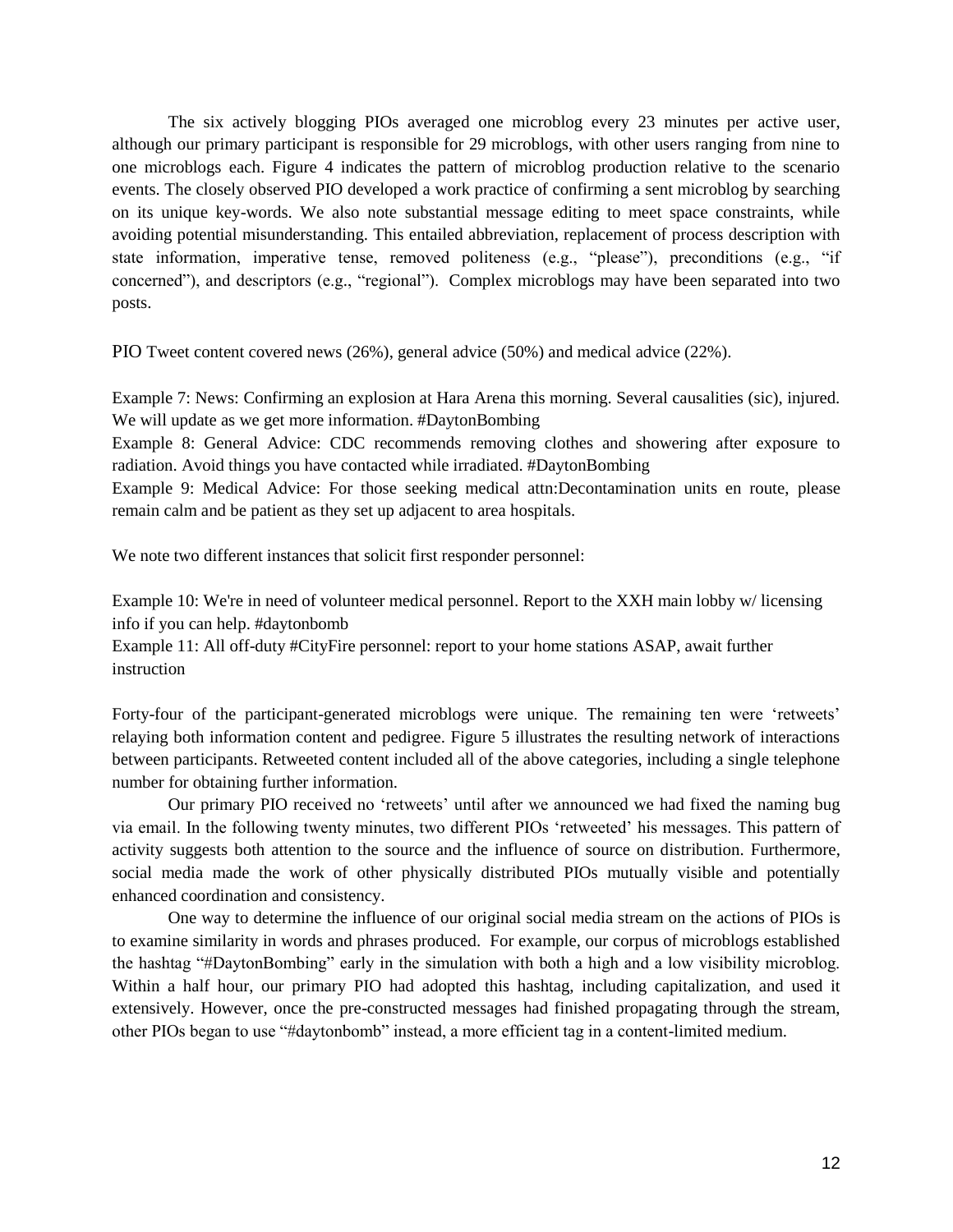The six actively blogging PIOs averaged one microblog every 23 minutes per active user, although our primary participant is responsible for 29 microblogs, with other users ranging from nine to one microblogs each. Figure 4 indicates the pattern of microblog production relative to the scenario events. The closely observed PIO developed a work practice of confirming a sent microblog by searching on its unique key-words. We also note substantial message editing to meet space constraints, while avoiding potential misunderstanding. This entailed abbreviation, replacement of process description with state information, imperative tense, removed politeness (e.g., "please"), preconditions (e.g., "if concerned"), and descriptors (e.g., "regional"). Complex microblogs may have been separated into two posts.

PIO Tweet content covered news (26%), general advice (50%) and medical advice (22%).

Example 7: News: Confirming an explosion at Hara Arena this morning. Several causalities (sic), injured. We will update as we get more information. #DaytonBombing

Example 8: General Advice: CDC recommends removing clothes and showering after exposure to radiation. Avoid things you have contacted while irradiated. #DaytonBombing

Example 9: Medical Advice: For those seeking medical attn:Decontamination units en route, please remain calm and be patient as they set up adjacent to area hospitals.

We note two different instances that solicit first responder personnel:

Example 10: We're in need of volunteer medical personnel. Report to the XXH main lobby w/ licensing info if you can help. #daytonbomb

Example 11: All off-duty #CityFire personnel: report to your home stations ASAP, await further instruction

Forty-four of the participant-generated microblogs were unique. The remaining ten were 'retweets' relaying both information content and pedigree. Figure 5 illustrates the resulting network of interactions between participants. Retweeted content included all of the above categories, including a single telephone number for obtaining further information.

Our primary PIO received no 'retweets' until after we announced we had fixed the naming bug via email. In the following twenty minutes, two different PIOs 'retweeted' his messages. This pattern of activity suggests both attention to the source and the influence of source on distribution. Furthermore, social media made the work of other physically distributed PIOs mutually visible and potentially enhanced coordination and consistency.

One way to determine the influence of our original social media stream on the actions of PIOs is to examine similarity in words and phrases produced. For example, our corpus of microblogs established the hashtag "#DaytonBombing" early in the simulation with both a high and a low visibility microblog. Within a half hour, our primary PIO had adopted this hashtag, including capitalization, and used it extensively. However, once the pre-constructed messages had finished propagating through the stream, other PIOs began to use "#daytonbomb" instead, a more efficient tag in a content-limited medium.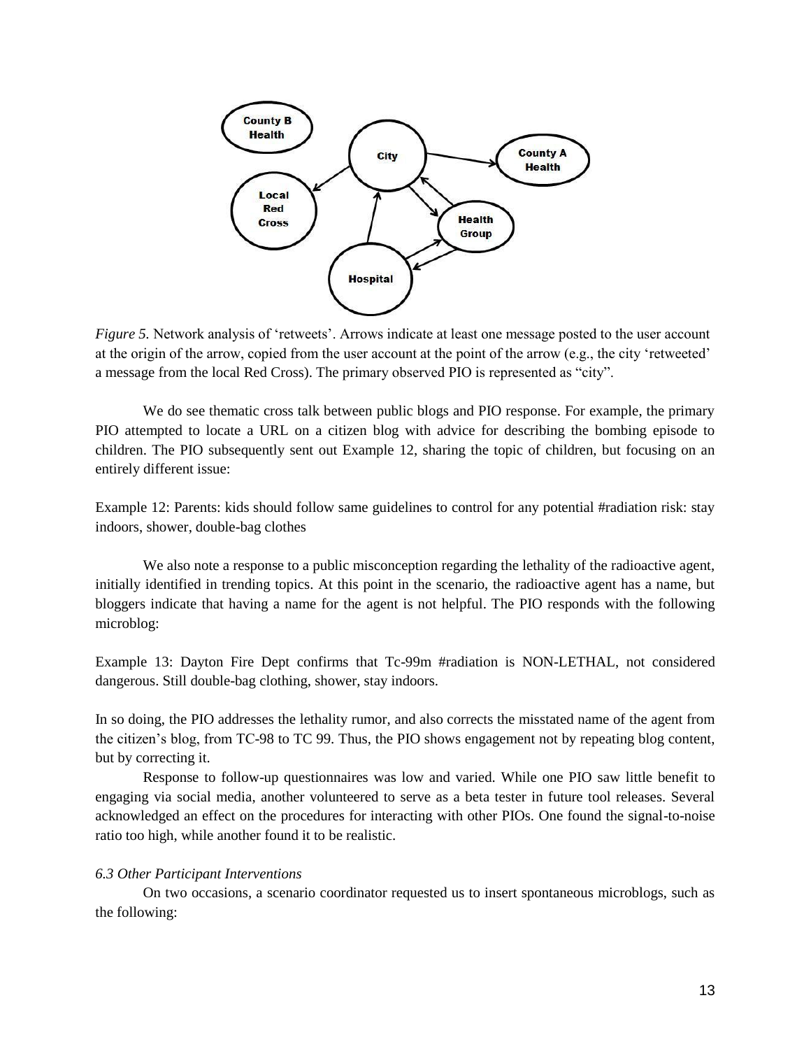County B Health

City

County A Health

Local Red Cross

Health Group

Hospital

*Figure 5.* Network analysis of 'retweets'. Arrows indicate at least one message posted to the user account at the origin of the arrow, copied from the user account at the point of the arrow (e.g., the city 'retweeted' a message from the local Red Cross). The primary observed PIO is represented as "city".

We do see thematic cross talk between public blogs and PIO response. For example, the primary PIO attempted to locate a URL on a citizen blog with advice for describing the bombing episode to children. The PIO subsequently sent out Example 12, sharing the topic of children, but focusing on an entirely different issue:

Example 12: Parents: kids should follow same guidelines to control for any potential #radiation risk: stay indoors, shower, double-bag clothes

We also note a response to a public misconception regarding the lethality of the radioactive agent, initially identified in trending topics. At this point in the scenario, the radioactive agent has a name, but bloggers indicate that having a name for the agent is not helpful. The PIO responds with the following microblog:

Example 13: Dayton Fire Dept confirms that Tc-99m #radiation is NON-LETHAL, not considered dangerous. Still double-bag clothing, shower, stay indoors.

In so doing, the PIO addresses the lethality rumor, and also corrects the misstated name of the agent from the citizen's blog, from TC-98 to TC 99. Thus, the PIO shows engagement not by repeating blog content, but by correcting it.

Response to follow-up questionnaires was low and varied. While one PIO saw little benefit to engaging via social media, another volunteered to serve as a beta tester in future tool releases. Several acknowledged an effect on the procedures for interacting with other PIOs. One found the signal-to-noise ratio too high, while another found it to be realistic.

### *6.3 Other Participant Interventions*

On two occasions, a scenario coordinator requested us to insert spontaneous microblogs, such as the following: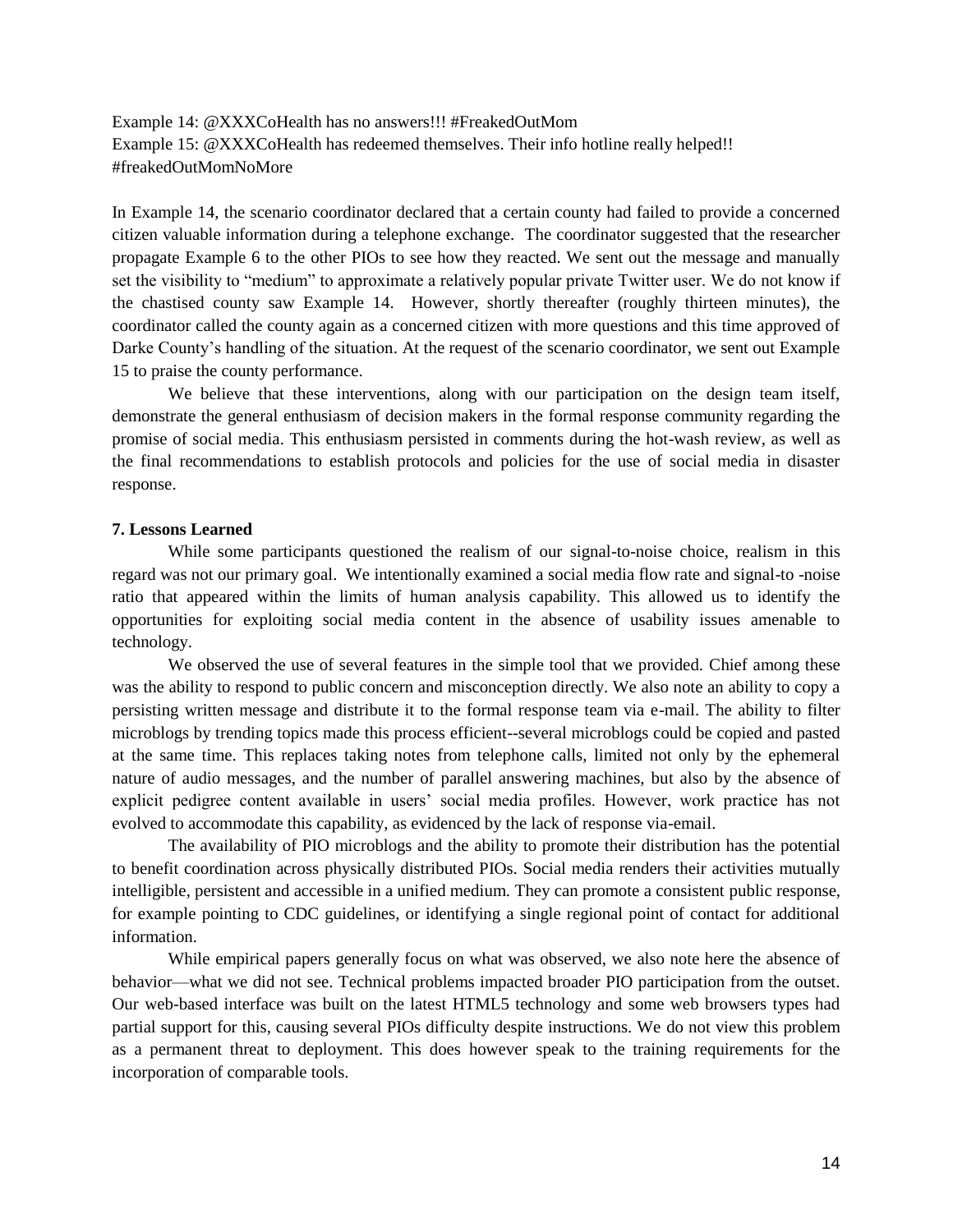Example 14: @XXXCoHealth has no answers!!! #FreakedOutMom
Example 15: @XXXCoHealth has redeemed themselves. Their info hotline really helped!! #freakedOutMomNoMore

In Example 14, the scenario coordinator declared that a certain county had failed to provide a concerned citizen valuable information during a telephone exchange. The coordinator suggested that the researcher propagate Example 6 to the other PIOs to see how they reacted. We sent out the message and manually set the visibility to "medium" to approximate a relatively popular private Twitter user. We do not know if the chastised county saw Example 14. However, shortly thereafter (roughly thirteen minutes), the coordinator called the county again as a concerned citizen with more questions and this time approved of Darke County's handling of the situation. At the request of the scenario coordinator, we sent out Example 15 to praise the county performance.

We believe that these interventions, along with our participation on the design team itself, demonstrate the general enthusiasm of decision makers in the formal response community regarding the promise of social media. This enthusiasm persisted in comments during the hot-wash review, as well as the final recommendations to establish protocols and policies for the use of social media in disaster response.

**7. Lessons Learned**

While some participants questioned the realism of our signal-to-noise choice, realism in this regard was not our primary goal. We intentionally examined a social media flow rate and signal-to -noise ratio that appeared within the limits of human analysis capability. This allowed us to identify the opportunities for exploiting social media content in the absence of usability issues amenable to technology.

We observed the use of several features in the simple tool that we provided. Chief among these was the ability to respond to public concern and misconception directly. We also note an ability to copy a persisting written message and distribute it to the formal response team via e-mail. The ability to filter microblogs by trending topics made this process efficient--several microblogs could be copied and pasted at the same time. This replaces taking notes from telephone calls, limited not only by the ephemeral nature of audio messages, and the number of parallel answering machines, but also by the absence of explicit pedigree content available in users' social media profiles. However, work practice has not evolved to accommodate this capability, as evidenced by the lack of response via-email.

The availability of PIO microblogs and the ability to promote their distribution has the potential to benefit coordination across physically distributed PIOs. Social media renders their activities mutually intelligible, persistent and accessible in a unified medium. They can promote a consistent public response, for example pointing to CDC guidelines, or identifying a single regional point of contact for additional information.

While empirical papers generally focus on what was observed, we also note here the absence of behavior—what we did not see. Technical problems impacted broader PIO participation from the outset. Our web-based interface was built on the latest HTML5 technology and some web browsers types had partial support for this, causing several PIOs difficulty despite instructions. We do not view this problem as a permanent threat to deployment. This does however speak to the training requirements for the incorporation of comparable tools.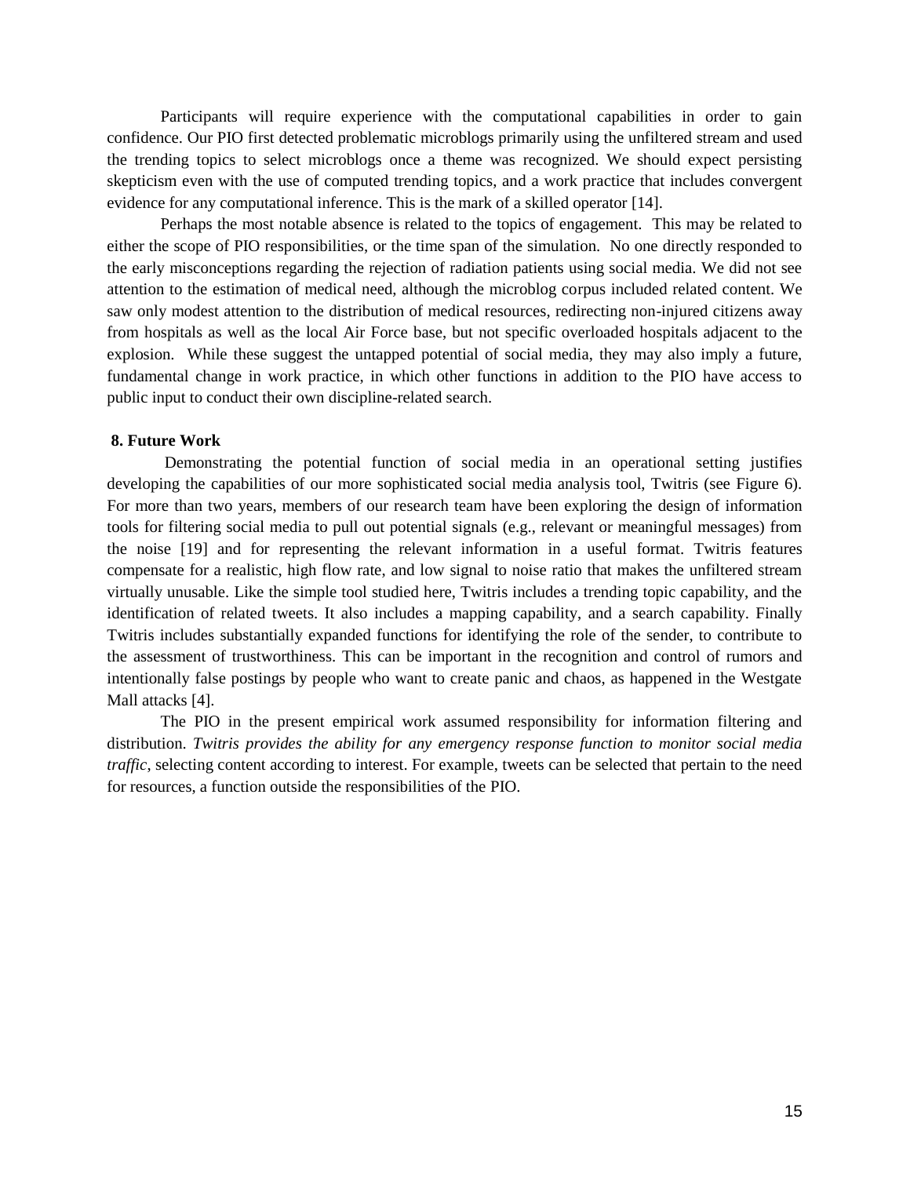Participants will require experience with the computational capabilities in order to gain confidence. Our PIO first detected problematic microblogs primarily using the unfiltered stream and used the trending topics to select microblogs once a theme was recognized. We should expect persisting skepticism even with the use of computed trending topics, and a work practice that includes convergent evidence for any computational inference. This is the mark of a skilled operator [14].

Perhaps the most notable absence is related to the topics of engagement. This may be related to either the scope of PIO responsibilities, or the time span of the simulation. No one directly responded to the early misconceptions regarding the rejection of radiation patients using social media. We did not see attention to the estimation of medical need, although the microblog corpus included related content. We saw only modest attention to the distribution of medical resources, redirecting non-injured citizens away from hospitals as well as the local Air Force base, but not specific overloaded hospitals adjacent to the explosion. While these suggest the untapped potential of social media, they may also imply a future, fundamental change in work practice, in which other functions in addition to the PIO have access to public input to conduct their own discipline-related search.

## 8. Future Work

Demonstrating the potential function of social media in an operational setting justifies developing the capabilities of our more sophisticated social media analysis tool, Twitris (see Figure 6). For more than two years, members of our research team have been exploring the design of information tools for filtering social media to pull out potential signals (e.g., relevant or meaningful messages) from the noise [19] and for representing the relevant information in a useful format. Twitris features compensate for a realistic, high flow rate, and low signal to noise ratio that makes the unfiltered stream virtually unusable. Like the simple tool studied here, Twitris includes a trending topic capability, and the identification of related tweets. It also includes a mapping capability, and a search capability. Finally Twitris includes substantially expanded functions for identifying the role of the sender, to contribute to the assessment of trustworthiness. This can be important in the recognition and control of rumors and intentionally false postings by people who want to create panic and chaos, as happened in the Westgate Mall attacks [4].

The PIO in the present empirical work assumed responsibility for information filtering and distribution. *Twitris provides the ability for any emergency response function to monitor social media traffic*, selecting content according to interest. For example, tweets can be selected that pertain to the need for resources, a function outside the responsibilities of the PIO.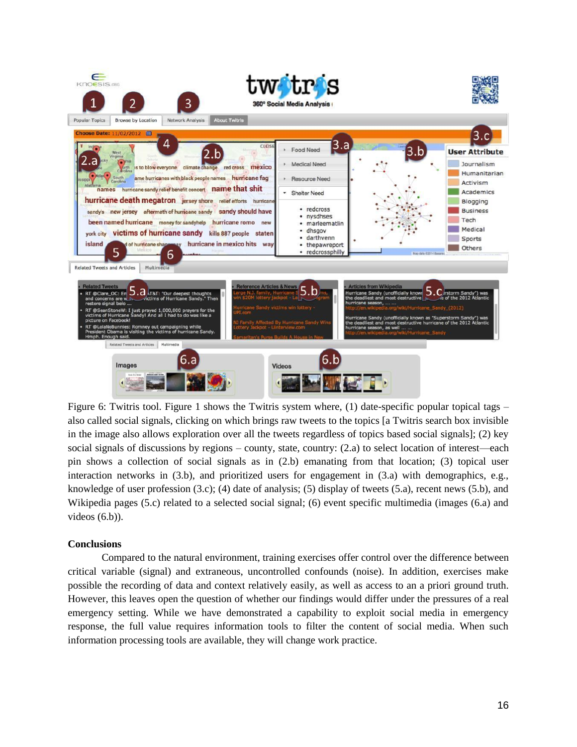Figure 6: Twitris tool. Figure 1 shows the Twitris system where, (1) date-specific popular topical tags – also called social signals, clicking on which brings raw tweets to the topics [a Twitris search box invisible in the image also allows exploration over all the tweets regardless of topics based social signals]; (2) key social signals of discussions by regions – county, state, country: (2.a) to select location of interest—each pin shows a collection of social signals as in (2.b) emanating from that location; (3) topical user interaction networks in (3.b), and prioritized users for engagement in (3.a) with demographics, e.g., knowledge of user profession (3.c); (4) date of analysis; (5) display of tweets (5.a), recent news (5.b), and Wikipedia pages (5.c) related to a selected social signal; (6) event specific multimedia (images (6.a) and videos (6.b)).

**Conclusions**

Compared to the natural environment, training exercises offer control over the difference between critical variable (signal) and extraneous, uncontrolled confounds (noise). In addition, exercises make possible the recording of data and context relatively easily, as well as access to an a priori ground truth. However, this leaves open the question of whether our findings would differ under the pressures of a real emergency setting. While we have demonstrated a capability to exploit social media in emergency response, the full value requires information tools to filter the content of social media. When such information processing tools are available, they will change work practice.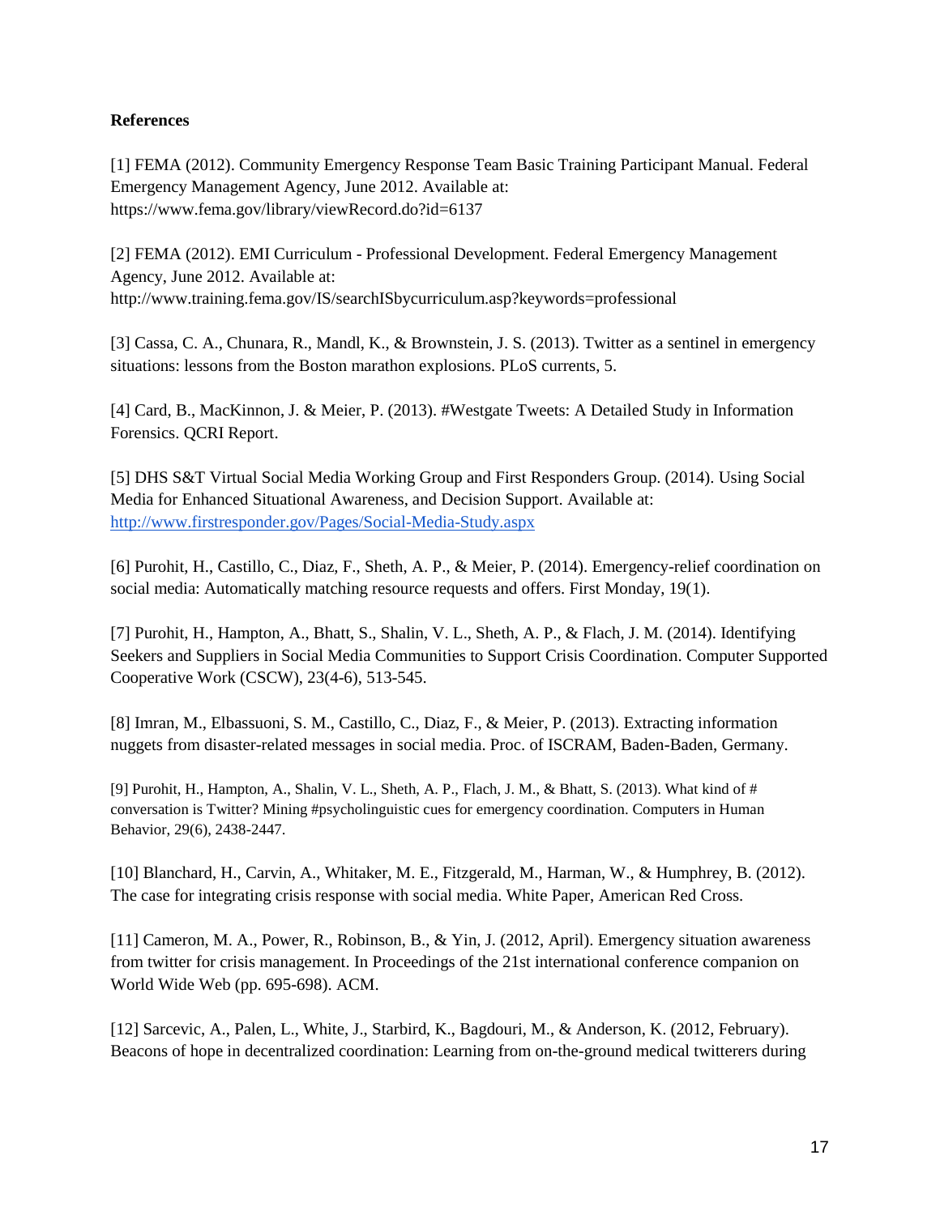**References**

[1] FEMA (2012). Community Emergency Response Team Basic Training Participant Manual. Federal Emergency Management Agency, June 2012. Available at: https://www.fema.gov/library/viewRecord.do?id=6137

[2] FEMA (2012). EMI Curriculum - Professional Development. Federal Emergency Management Agency, June 2012. Available at: http://www.training.fema.gov/IS/searchISbycurriculum.asp?keywords=professional

[3] Cassa, C. A., Chunara, R., Mandl, K., & Brownstein, J. S. (2013). Twitter as a sentinel in emergency situations: lessons from the Boston marathon explosions. PLoS currents, 5.

[4] Card, B., MacKinnon, J. & Meier, P. (2013). #Westgate Tweets: A Detailed Study in Information Forensics. QCRI Report.

[5] DHS S&T Virtual Social Media Working Group and First Responders Group. (2014). Using Social Media for Enhanced Situational Awareness, and Decision Support. Available at: http://www.firstresponder.gov/Pages/Social-Media-Study.aspx

[6] Purohit, H., Castillo, C., Diaz, F., Sheth, A. P., & Meier, P. (2014). Emergency-relief coordination on social media: Automatically matching resource requests and offers. First Monday, 19(1).

[7] Purohit, H., Hampton, A., Bhatt, S., Shalin, V. L., Sheth, A. P., & Flach, J. M. (2014). Identifying Seekers and Suppliers in Social Media Communities to Support Crisis Coordination. Computer Supported Cooperative Work (CSCW), 23(4-6), 513-545.

[8] Imran, M., Elbassuoni, S. M., Castillo, C., Diaz, F., & Meier, P. (2013). Extracting information nuggets from disaster-related messages in social media. Proc. of ISCRAM, Baden-Baden, Germany.

[9] Purohit, H., Hampton, A., Shalin, V. L., Sheth, A. P., Flach, J. M., & Bhatt, S. (2013). What kind of # conversation is Twitter? Mining #psycholinguistic cues for emergency coordination. Computers in Human Behavior, 29(6), 2438-2447.

[10] Blanchard, H., Carvin, A., Whitaker, M. E., Fitzgerald, M., Harman, W., & Humphrey, B. (2012). The case for integrating crisis response with social media. White Paper, American Red Cross.

[11] Cameron, M. A., Power, R., Robinson, B., & Yin, J. (2012, April). Emergency situation awareness from twitter for crisis management. In Proceedings of the 21st international conference companion on World Wide Web (pp. 695-698). ACM.

[12] Sarcevic, A., Palen, L., White, J., Starbird, K., Bagdouri, M., & Anderson, K. (2012, February). Beacons of hope in decentralized coordination: Learning from on-the-ground medical twitterers during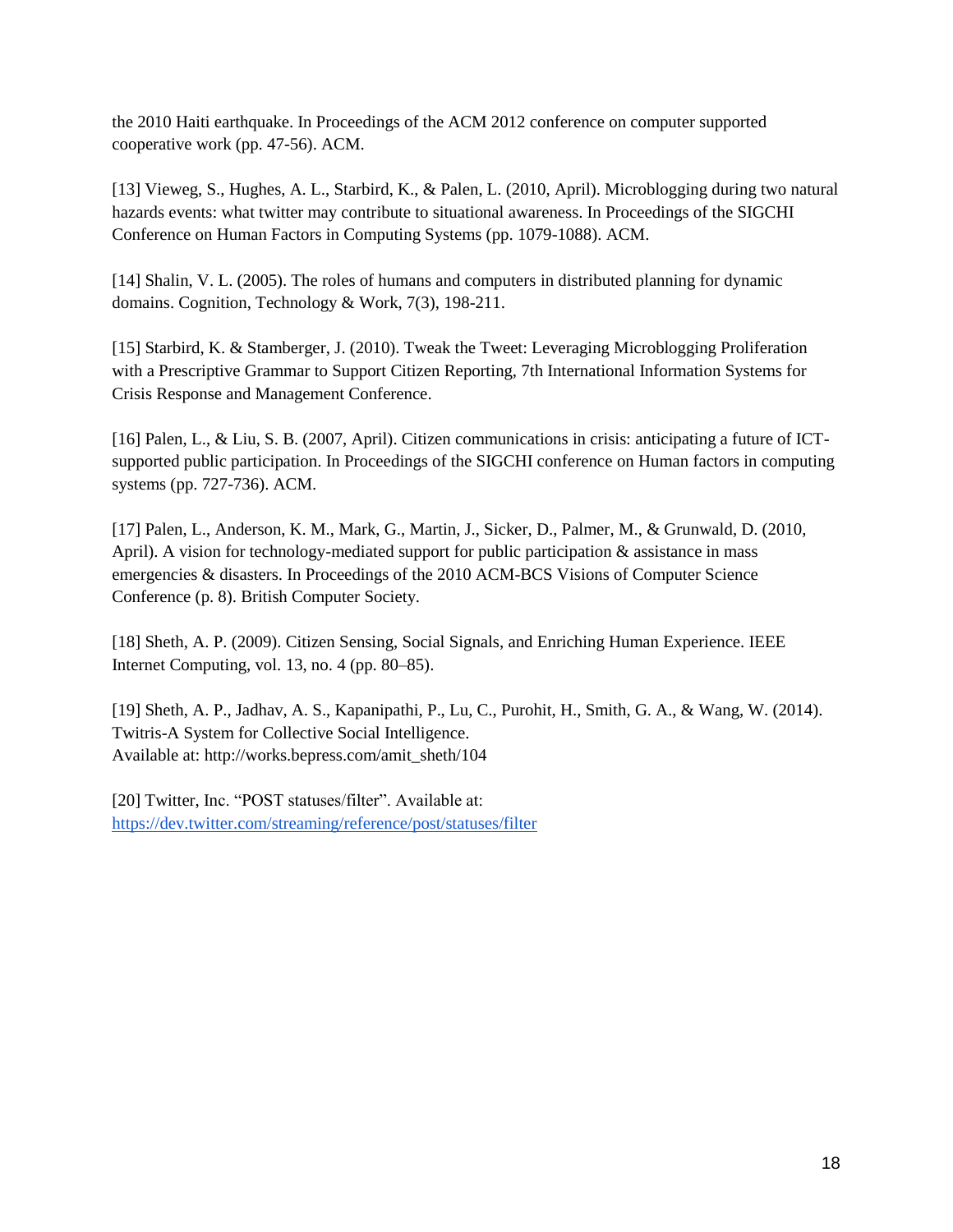the 2010 Haiti earthquake. In Proceedings of the ACM 2012 conference on computer supported cooperative work (pp. 47-56). ACM.

[13] Vieweg, S., Hughes, A. L., Starbird, K., & Palen, L. (2010, April). Microblogging during two natural hazards events: what twitter may contribute to situational awareness. In Proceedings of the SIGCHI Conference on Human Factors in Computing Systems (pp. 1079-1088). ACM.

[14] Shalin, V. L. (2005). The roles of humans and computers in distributed planning for dynamic domains. Cognition, Technology & Work, 7(3), 198-211.

[15] Starbird, K. & Stamberger, J. (2010). Tweak the Tweet: Leveraging Microblogging Proliferation with a Prescriptive Grammar to Support Citizen Reporting, 7th International Information Systems for Crisis Response and Management Conference.

[16] Palen, L., & Liu, S. B. (2007, April). Citizen communications in crisis: anticipating a future of ICT-supported public participation. In Proceedings of the SIGCHI conference on Human factors in computing systems (pp. 727-736). ACM.

[17] Palen, L., Anderson, K. M., Mark, G., Martin, J., Sicker, D., Palmer, M., & Grunwald, D. (2010, April). A vision for technology-mediated support for public participation & assistance in mass emergencies & disasters. In Proceedings of the 2010 ACM-BCS Visions of Computer Science Conference (p. 8). British Computer Society.

[18] Sheth, A. P. (2009). Citizen Sensing, Social Signals, and Enriching Human Experience. IEEE Internet Computing, vol. 13, no. 4 (pp. 80–85).

[19] Sheth, A. P., Jadhav, A. S., Kapanipathi, P., Lu, C., Purohit, H., Smith, G. A., & Wang, W. (2014). Twitris-A System for Collective Social Intelligence.
Available at: http://works.bepress.com/amit_sheth/104

[20] Twitter, Inc. "POST statuses/filter". Available at:
https://dev.twitter.com/streaming/reference/post/statuses/filter